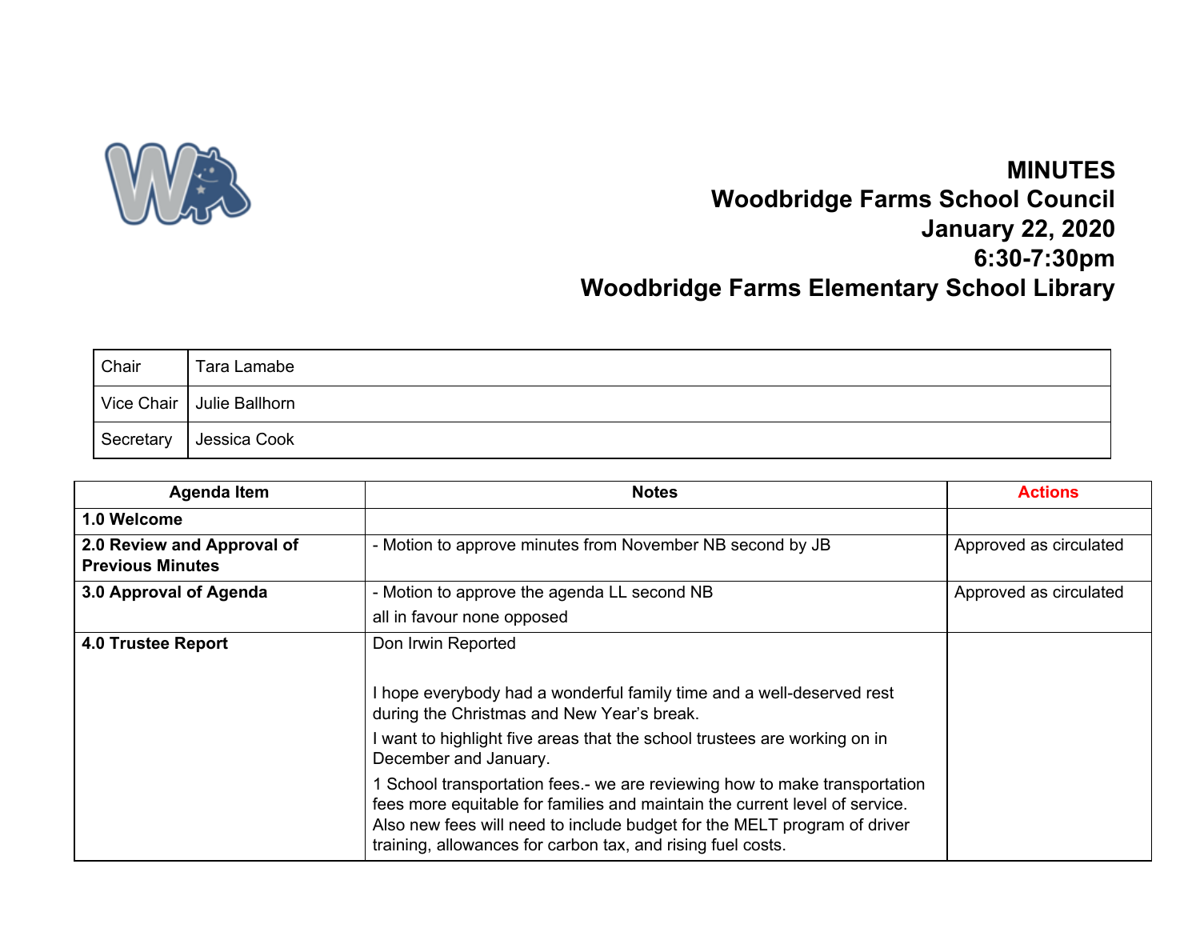# MINUTES
# Woodbridge Farms School Council
# January 22, 2020
# 6:30-7:30pm
# Woodbridge Farms Elementary School Library

| | |
|---|---|
| Chair | Tara Lamabe |
| Vice Chair | Julie Ballhorn |
| Secretary | Jessica Cook |

| Agenda Item | Notes | Actions |
|---|---|---|
| **1.0 Welcome** | | |
| **2.0 Review and Approval of Previous Minutes** | - Motion to approve minutes from November NB second by JB | Approved as circulated |
| **3.0 Approval of Agenda** | - Motion to approve the agenda LL second NB<br>all in favour none opposed | Approved as circulated |
| **4.0 Trustee Report** | Don Irwin Reported<br><br>I hope everybody had a wonderful family time and a well-deserved rest during the Christmas and New Year's break.<br>I want to highlight five areas that the school trustees are working on in December and January.<br>1 School transportation fees.- we are reviewing how to make transportation fees more equitable for families and maintain the current level of service. Also new fees will need to include budget for the MELT program of driver training, allowances for carbon tax, and rising fuel costs. | |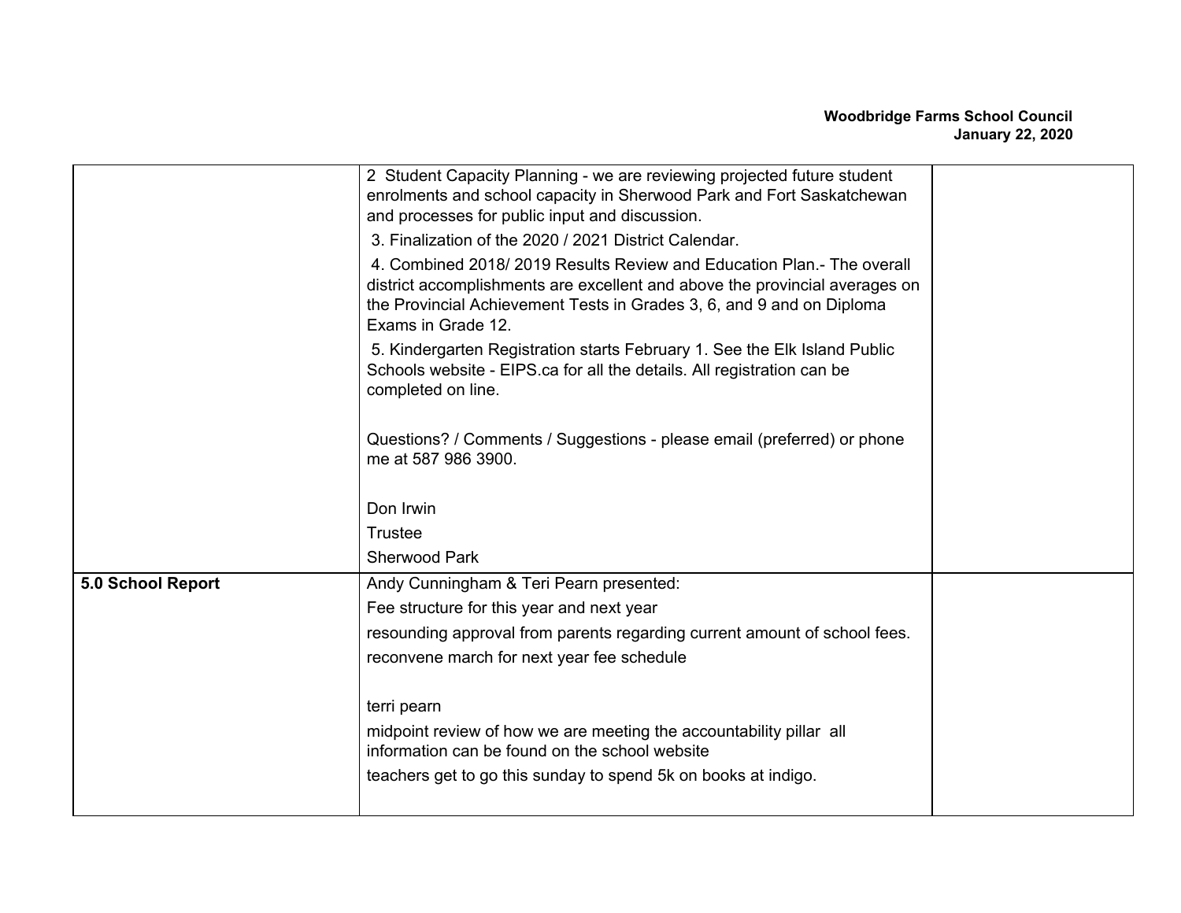| | | |
|---|---|---|
| | 2 Student Capacity Planning - we are reviewing projected future student enrolments and school capacity in Sherwood Park and Fort Saskatchewan and processes for public input and discussion.<br>3. Finalization of the 2020 / 2021 District Calendar.<br>4. Combined 2018/ 2019 Results Review and Education Plan.- The overall district accomplishments are excellent and above the provincial averages on the Provincial Achievement Tests in Grades 3, 6, and 9 and on Diploma Exams in Grade 12.<br>5. Kindergarten Registration starts February 1. See the Elk Island Public Schools website - EIPS.ca for all the details. All registration can be completed on line.<br><br>Questions? / Comments / Suggestions - please email (preferred) or phone me at 587 986 3900.<br><br>Don Irwin<br>Trustee<br>Sherwood Park | |
| **5.0 School Report** | Andy Cunningham & Teri Pearn presented:<br>Fee structure for this year and next year<br>resounding approval from parents regarding current amount of school fees.<br>reconvene march for next year fee schedule<br><br>terri pearn<br>midpoint review of how we are meeting the accountability pillar all information can be found on the school website<br>teachers get to go this sunday to spend 5k on books at indigo. | |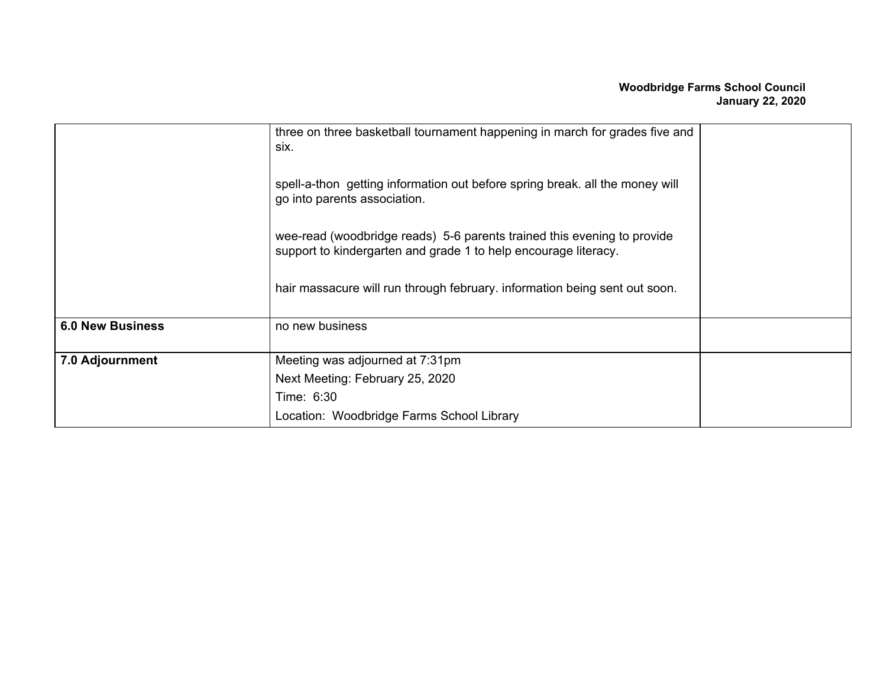| | | |
|---|---|---|
| | three on three basketball tournament happening in march for grades five and six.<br><br>spell-a-thon getting information out before spring break. all the money will go into parents association.<br><br>wee-read (woodbridge reads) 5-6 parents trained this evening to provide support to kindergarten and grade 1 to help encourage literacy.<br><br>hair massacure will run through february. information being sent out soon. | |
| **6.0 New Business** | no new business | |
| **7.0 Adjournment** | Meeting was adjourned at 7:31pm<br>Next Meeting: February 25, 2020<br>Time: 6:30<br>Location: Woodbridge Farms School Library | |